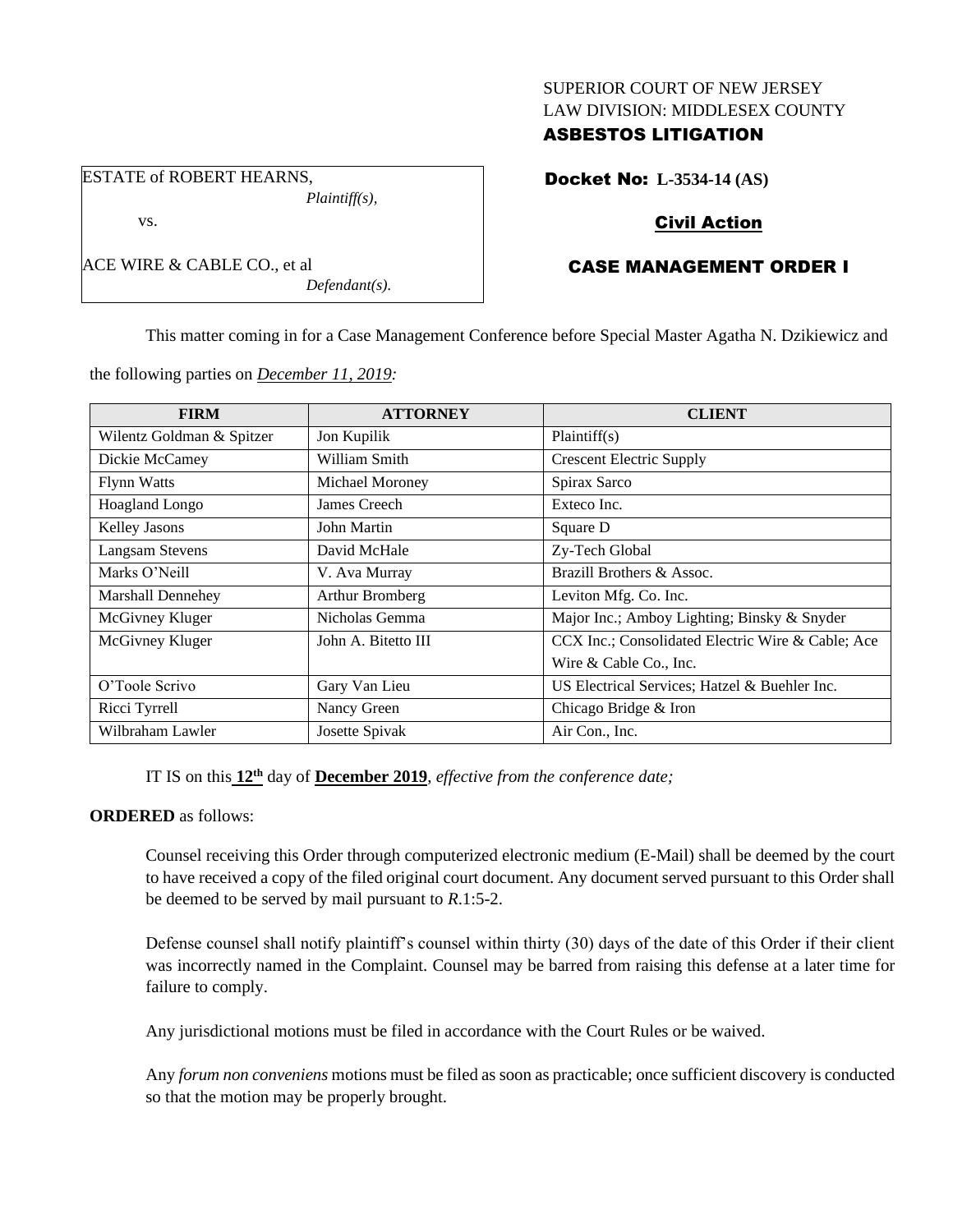SUPERIOR COURT OF NEW JERSEY
LAW DIVISION: MIDDLESEX COUNTY
**ASBESTOS LITIGATION**

ESTATE of ROBERT HEARNS,
*Plaintiff(s),*

vs.

ACE WIRE & CABLE CO., et al
*Defendant(s).*

**Docket No: L-3534-14 (AS)**

**Civil Action**

**CASE MANAGEMENT ORDER I**

This matter coming in for a Case Management Conference before Special Master Agatha N. Dzikiewicz and the following parties on *December 11, 2019:*

| FIRM | ATTORNEY | CLIENT |
|---|---|---|
| Wilentz Goldman & Spitzer | Jon Kupilik | Plaintiff(s) |
| Dickie McCamey | William Smith | Crescent Electric Supply |
| Flynn Watts | Michael Moroney | Spirax Sarco |
| Hoagland Longo | James Creech | Exteco Inc. |
| Kelley Jasons | John Martin | Square D |
| Langsam Stevens | David McHale | Zy-Tech Global |
| Marks O'Neill | V. Ava Murray | Brazill Brothers & Assoc. |
| Marshall Dennehey | Arthur Bromberg | Leviton Mfg. Co. Inc. |
| McGivney Kluger | Nicholas Gemma | Major Inc.; Amboy Lighting; Binsky & Snyder |
| McGivney Kluger | John A. Bitetto III | CCX Inc.; Consolidated Electric Wire & Cable; Ace Wire & Cable Co., Inc. |
| O'Toole Scrivo | Gary Van Lieu | US Electrical Services; Hatzel & Buehler Inc. |
| Ricci Tyrrell | Nancy Green | Chicago Bridge & Iron |
| Wilbraham Lawler | Josette Spivak | Air Con., Inc. |

IT IS on this **12th** day of **December 2019**, *effective from the conference date;*

**ORDERED** as follows:

Counsel receiving this Order through computerized electronic medium (E-Mail) shall be deemed by the court to have received a copy of the filed original court document. Any document served pursuant to this Order shall be deemed to be served by mail pursuant to *R*.1:5-2.

Defense counsel shall notify plaintiff's counsel within thirty (30) days of the date of this Order if their client was incorrectly named in the Complaint. Counsel may be barred from raising this defense at a later time for failure to comply.

Any jurisdictional motions must be filed in accordance with the Court Rules or be waived.

Any *forum non conveniens* motions must be filed as soon as practicable; once sufficient discovery is conducted so that the motion may be properly brought.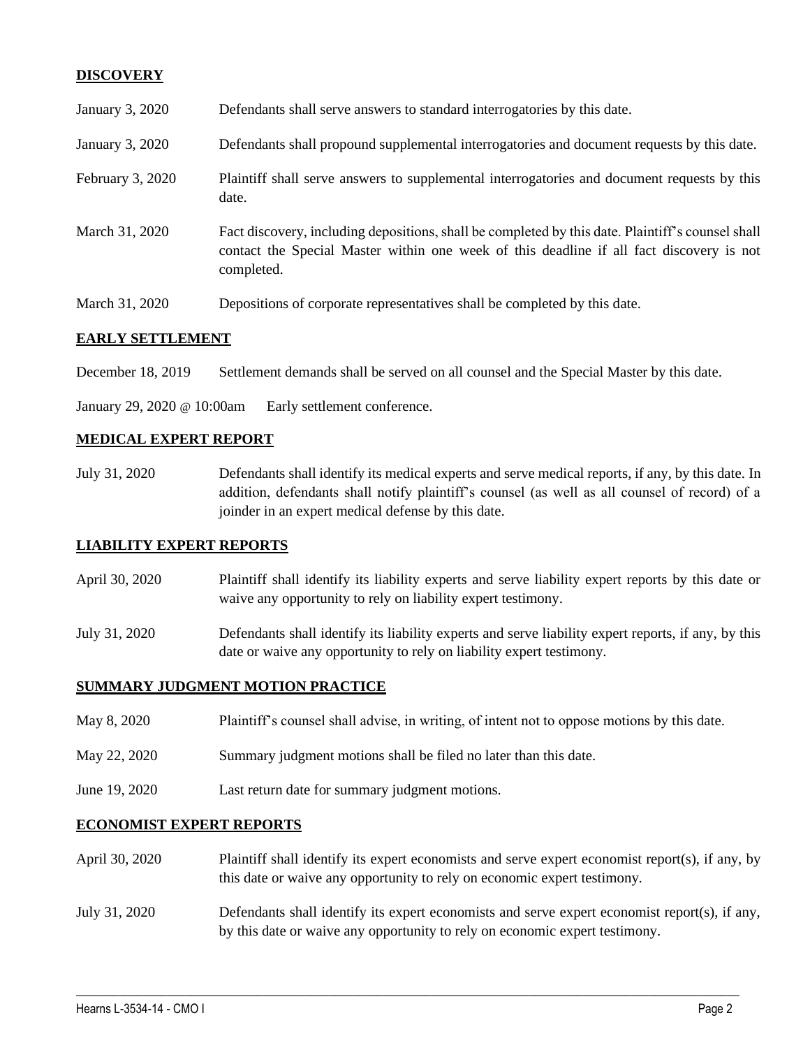## DISCOVERY

| | |
|---|---|
| January 3, 2020 | Defendants shall serve answers to standard interrogatories by this date. |
| January 3, 2020 | Defendants shall propound supplemental interrogatories and document requests by this date. |
| February 3, 2020 | Plaintiff shall serve answers to supplemental interrogatories and document requests by this date. |
| March 31, 2020 | Fact discovery, including depositions, shall be completed by this date. Plaintiff's counsel shall contact the Special Master within one week of this deadline if all fact discovery is not completed. |
| March 31, 2020 | Depositions of corporate representatives shall be completed by this date. |

## EARLY SETTLEMENT

| | |
|---|---|
| December 18, 2019 | Settlement demands shall be served on all counsel and the Special Master by this date. |
| January 29, 2020 @ 10:00am | Early settlement conference. |

## MEDICAL EXPERT REPORT

| | |
|---|---|
| July 31, 2020 | Defendants shall identify its medical experts and serve medical reports, if any, by this date. In addition, defendants shall notify plaintiff's counsel (as well as all counsel of record) of a joinder in an expert medical defense by this date. |

## LIABILITY EXPERT REPORTS

| | |
|---|---|
| April 30, 2020 | Plaintiff shall identify its liability experts and serve liability expert reports by this date or waive any opportunity to rely on liability expert testimony. |
| July 31, 2020 | Defendants shall identify its liability experts and serve liability expert reports, if any, by this date or waive any opportunity to rely on liability expert testimony. |

## SUMMARY JUDGMENT MOTION PRACTICE

| | |
|---|---|
| May 8, 2020 | Plaintiff's counsel shall advise, in writing, of intent not to oppose motions by this date. |
| May 22, 2020 | Summary judgment motions shall be filed no later than this date. |
| June 19, 2020 | Last return date for summary judgment motions. |

## ECONOMIST EXPERT REPORTS

| | |
|---|---|
| April 30, 2020 | Plaintiff shall identify its expert economists and serve expert economist report(s), if any, by this date or waive any opportunity to rely on economic expert testimony. |
| July 31, 2020 | Defendants shall identify its expert economists and serve expert economist report(s), if any, by this date or waive any opportunity to rely on economic expert testimony. |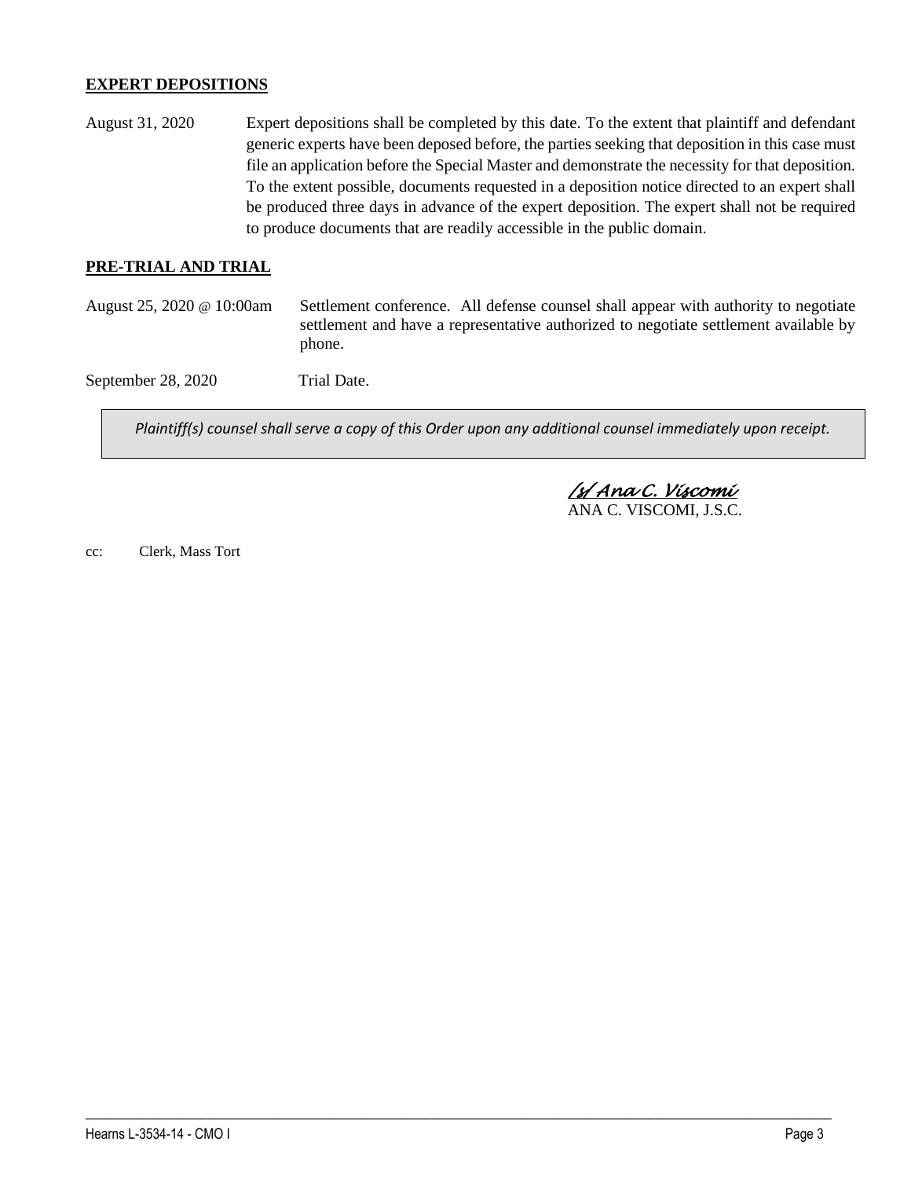## EXPERT DEPOSITIONS

| | |
|---|---|
| August 31, 2020 | Expert depositions shall be completed by this date. To the extent that plaintiff and defendant generic experts have been deposed before, the parties seeking that deposition in this case must file an application before the Special Master and demonstrate the necessity for that deposition. To the extent possible, documents requested in a deposition notice directed to an expert shall be produced three days in advance of the expert deposition. The expert shall not be required to produce documents that are readily accessible in the public domain. |

## PRE-TRIAL AND TRIAL

| | |
|---|---|
| August 25, 2020 @ 10:00am | Settlement conference. All defense counsel shall appear with authority to negotiate settlement and have a representative authorized to negotiate settlement available by phone. |
| September 28, 2020 | Trial Date. |

*Plaintiff(s) counsel shall serve a copy of this Order upon any additional counsel immediately upon receipt.*

/s/ Ana C. Viscomi
ANA C. VISCOMI, J.S.C.

cc: Clerk, Mass Tort